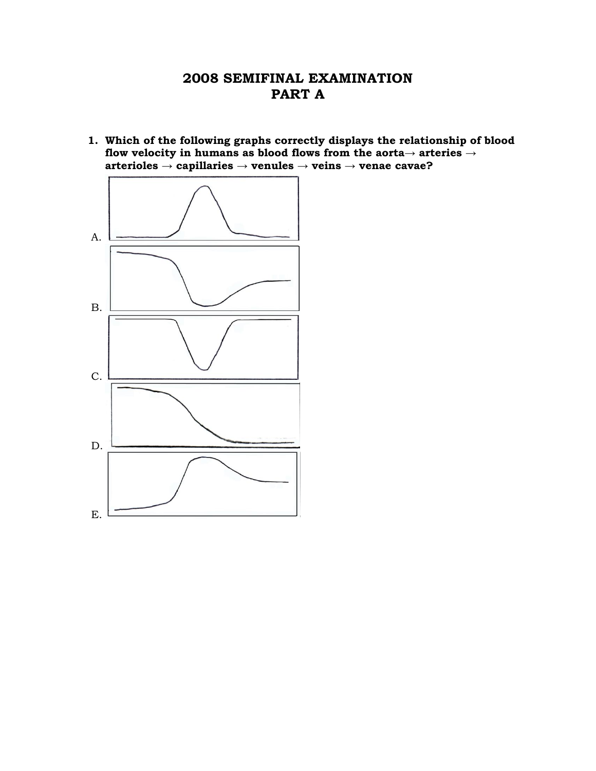# 2008 SEMIFINAL EXAMINATION
## PART A

1. **Which of the following graphs correctly displays the relationship of blood flow velocity in humans as blood flows from the aorta→ arteries → arterioles → capillaries → venules → veins → venae cavae?**

A.

B.

C.

D.

E.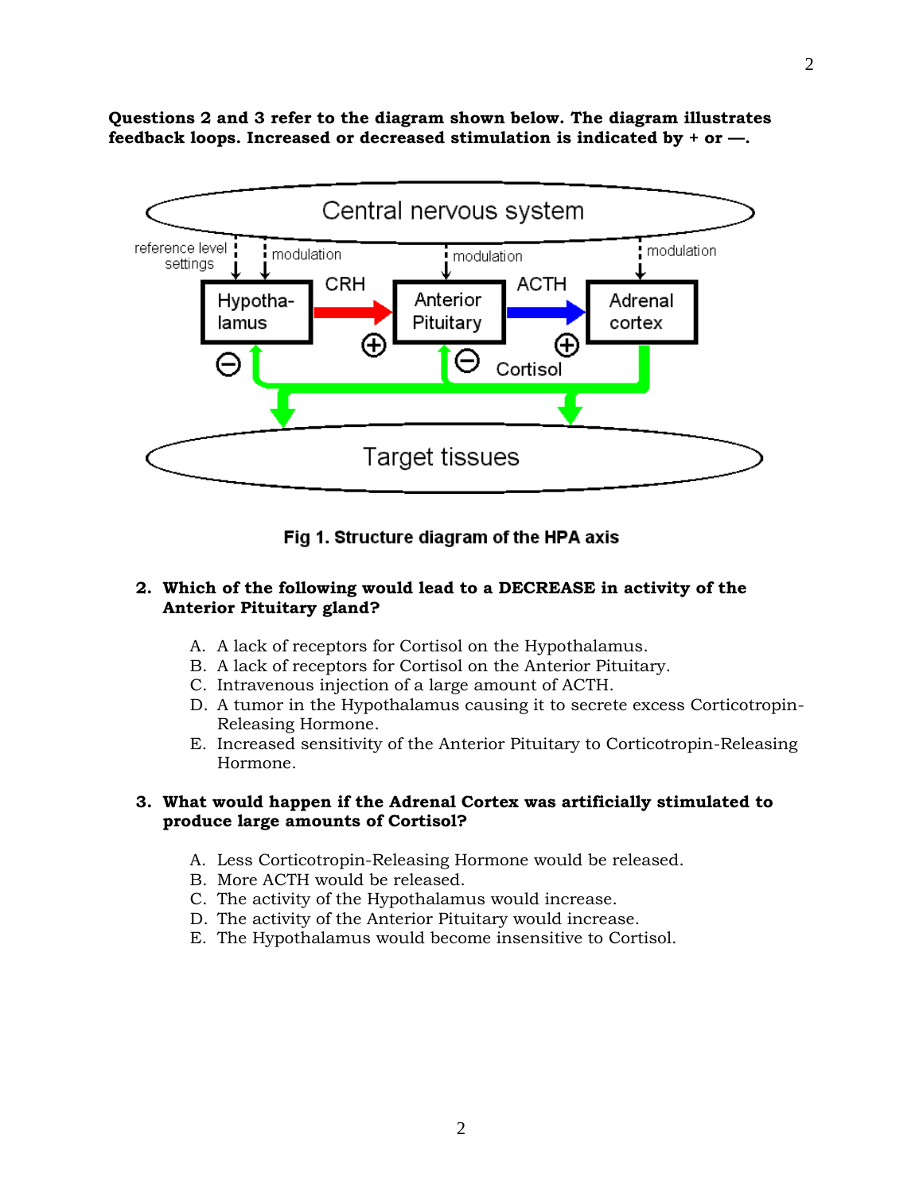**Questions 2 and 3 refer to the diagram shown below. The diagram illustrates feedback loops. Increased or decreased stimulation is indicated by + or —.**

Fig 1. Structure diagram of the HPA axis

2. **Which of the following would lead to a DECREASE in activity of the Anterior Pituitary gland?**

    A. A lack of receptors for Cortisol on the Hypothalamus.
    B. A lack of receptors for Cortisol on the Anterior Pituitary.
    C. Intravenous injection of a large amount of ACTH.
    D. A tumor in the Hypothalamus causing it to secrete excess Corticotropin-Releasing Hormone.
    E. Increased sensitivity of the Anterior Pituitary to Corticotropin-Releasing Hormone.

3. **What would happen if the Adrenal Cortex was artificially stimulated to produce large amounts of Cortisol?**

    A. Less Corticotropin-Releasing Hormone would be released.
    B. More ACTH would be released.
    C. The activity of the Hypothalamus would increase.
    D. The activity of the Anterior Pituitary would increase.
    E. The Hypothalamus would become insensitive to Cortisol.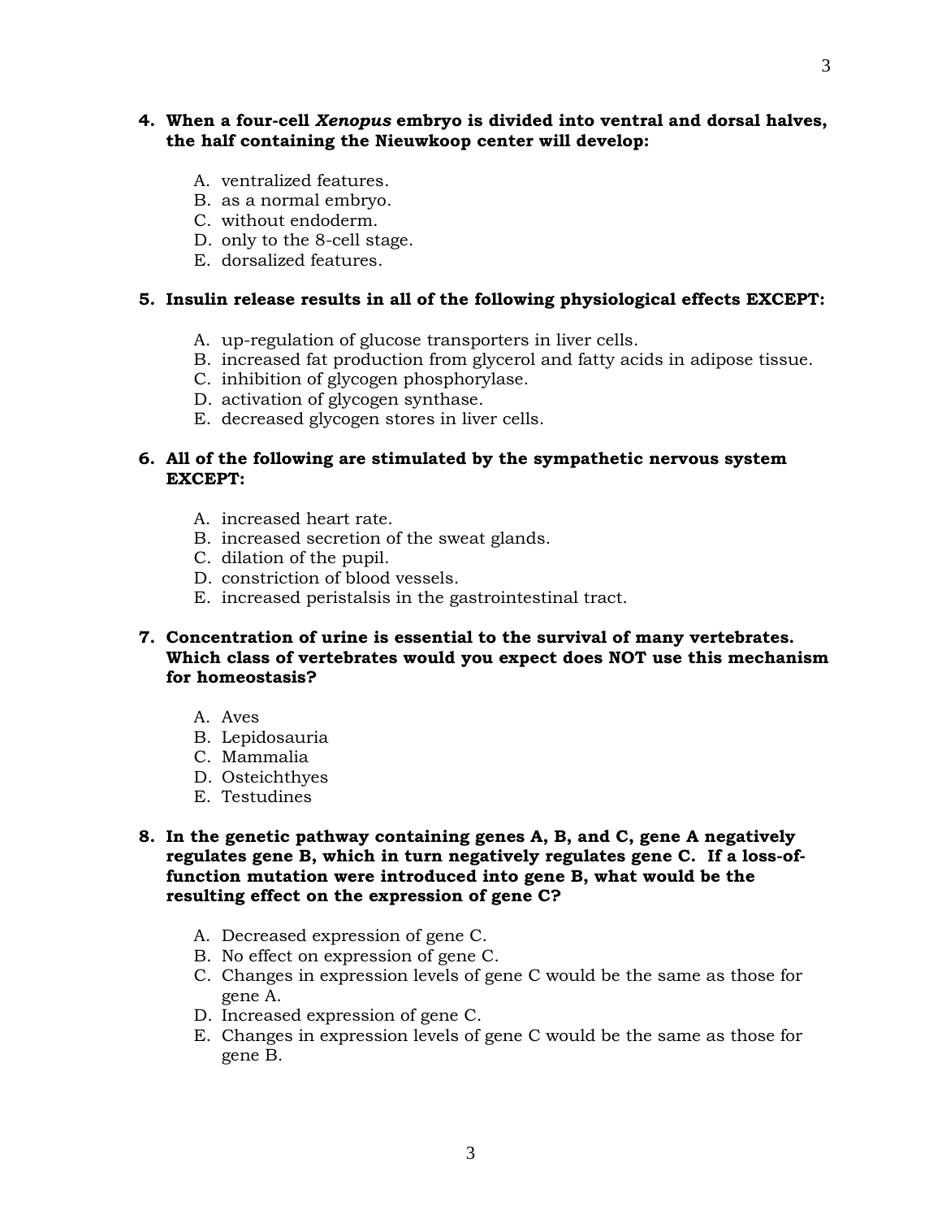**4. When a four-cell *Xenopus* embryo is divided into ventral and dorsal halves, the half containing the Nieuwkoop center will develop:**

A. ventralized features.
B. as a normal embryo.
C. without endoderm.
D. only to the 8-cell stage.
E. dorsalized features.

**5. Insulin release results in all of the following physiological effects EXCEPT:**

A. up-regulation of glucose transporters in liver cells.
B. increased fat production from glycerol and fatty acids in adipose tissue.
C. inhibition of glycogen phosphorylase.
D. activation of glycogen synthase.
E. decreased glycogen stores in liver cells.

**6. All of the following are stimulated by the sympathetic nervous system EXCEPT:**

A. increased heart rate.
B. increased secretion of the sweat glands.
C. dilation of the pupil.
D. constriction of blood vessels.
E. increased peristalsis in the gastrointestinal tract.

**7. Concentration of urine is essential to the survival of many vertebrates. Which class of vertebrates would you expect does NOT use this mechanism for homeostasis?**

A. Aves
B. Lepidosauria
C. Mammalia
D. Osteichthyes
E. Testudines

**8. In the genetic pathway containing genes A, B, and C, gene A negatively regulates gene B, which in turn negatively regulates gene C. If a loss-of-function mutation were introduced into gene B, what would be the resulting effect on the expression of gene C?**

A. Decreased expression of gene C.
B. No effect on expression of gene C.
C. Changes in expression levels of gene C would be the same as those for gene A.
D. Increased expression of gene C.
E. Changes in expression levels of gene C would be the same as those for gene B.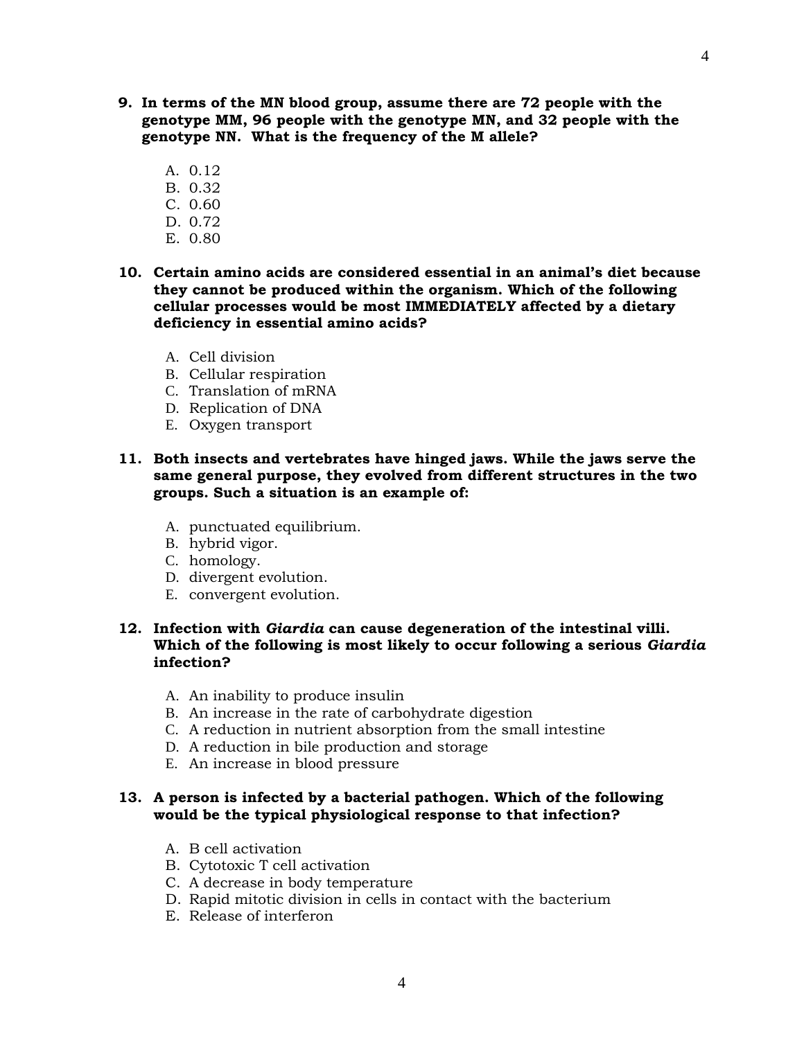**9. In terms of the MN blood group, assume there are 72 people with the genotype MM, 96 people with the genotype MN, and 32 people with the genotype NN. What is the frequency of the M allele?**

A. 0.12
B. 0.32
C. 0.60
D. 0.72
E. 0.80

**10. Certain amino acids are considered essential in an animal's diet because they cannot be produced within the organism. Which of the following cellular processes would be most IMMEDIATELY affected by a dietary deficiency in essential amino acids?**

A. Cell division
B. Cellular respiration
C. Translation of mRNA
D. Replication of DNA
E. Oxygen transport

**11. Both insects and vertebrates have hinged jaws. While the jaws serve the same general purpose, they evolved from different structures in the two groups. Such a situation is an example of:**

A. punctuated equilibrium.
B. hybrid vigor.
C. homology.
D. divergent evolution.
E. convergent evolution.

**12. Infection with *Giardia* can cause degeneration of the intestinal villi. Which of the following is most likely to occur following a serious *Giardia* infection?**

A. An inability to produce insulin
B. An increase in the rate of carbohydrate digestion
C. A reduction in nutrient absorption from the small intestine
D. A reduction in bile production and storage
E. An increase in blood pressure

**13. A person is infected by a bacterial pathogen. Which of the following would be the typical physiological response to that infection?**

A. B cell activation
B. Cytotoxic T cell activation
C. A decrease in body temperature
D. Rapid mitotic division in cells in contact with the bacterium
E. Release of interferon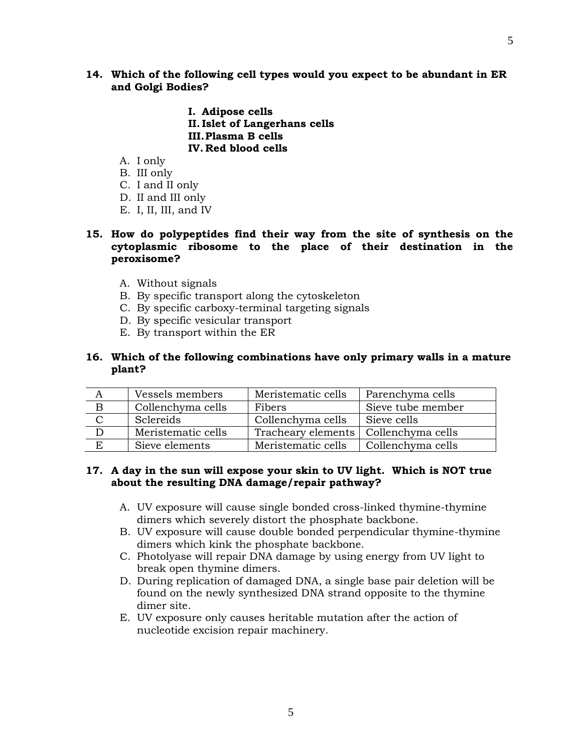**14. Which of the following cell types would you expect to be abundant in ER and Golgi Bodies?**

> **I. Adipose cells**
> **II. Islet of Langerhans cells**
> **III. Plasma B cells**
> **IV. Red blood cells**

A. I only
B. III only
C. I and II only
D. II and III only
E. I, II, III, and IV

**15. How do polypeptides find their way from the site of synthesis on the cytoplasmic ribosome to the place of their destination in the peroxisome?**

A. Without signals
B. By specific transport along the cytoskeleton
C. By specific carboxy-terminal targeting signals
D. By specific vesicular transport
E. By transport within the ER

**16. Which of the following combinations have only primary walls in a mature plant?**

| | | | |
|---|---|---|---|
| A | Vessels members | Meristematic cells | Parenchyma cells |
| B | Collenchyma cells | Fibers | Sieve tube member |
| C | Sclereids | Collenchyma cells | Sieve cells |
| D | Meristematic cells | Tracheary elements | Collenchyma cells |
| E | Sieve elements | Meristematic cells | Collenchyma cells |

**17. A day in the sun will expose your skin to UV light. Which is NOT true about the resulting DNA damage/repair pathway?**

A. UV exposure will cause single bonded cross-linked thymine-thymine dimers which severely distort the phosphate backbone.
B. UV exposure will cause double bonded perpendicular thymine-thymine dimers which kink the phosphate backbone.
C. Photolyase will repair DNA damage by using energy from UV light to break open thymine dimers.
D. During replication of damaged DNA, a single base pair deletion will be found on the newly synthesized DNA strand opposite to the thymine dimer site.
E. UV exposure only causes heritable mutation after the action of nucleotide excision repair machinery.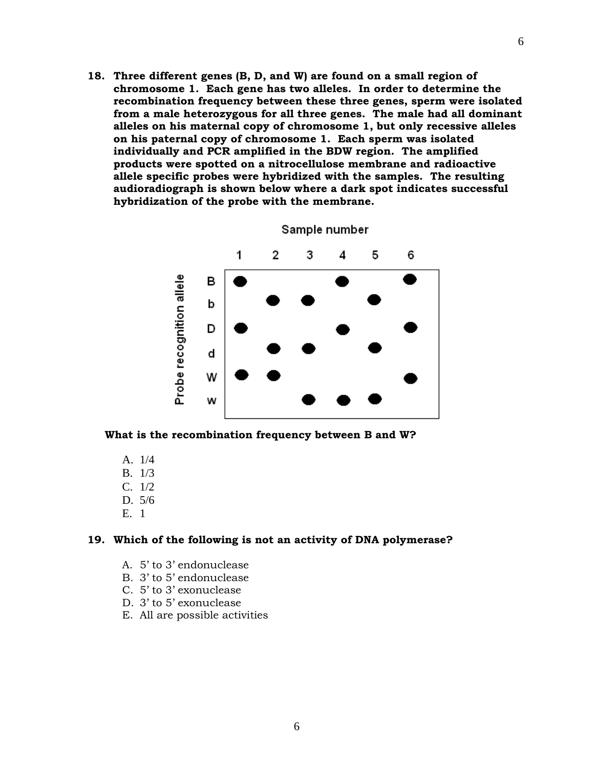**18. Three different genes (B, D, and W) are found on a small region of chromosome 1. Each gene has two alleles. In order to determine the recombination frequency between these three genes, sperm were isolated from a male heterozygous for all three genes. The male had all dominant alleles on his maternal copy of chromosome 1, but only recessive alleles on his paternal copy of chromosome 1. Each sperm was isolated individually and PCR amplified in the BDW region. The amplified products were spotted on a nitrocellulose membrane and radioactive allele specific probes were hybridized with the samples. The resulting audioradiograph is shown below where a dark spot indicates successful hybridization of the probe with the membrane.**

Sample number

| Probe recognition allele | 1 | 2 | 3 | 4 | 5 | 6 |
|---|---|---|---|---|---|---|
| B | ● | | | ● | | ● |
| b | | ● | ● | | ● | |
| D | ● | | | ● | | ● |
| d | | ● | ● | | ● | |
| W | ● | ● | | | | ● |
| w | | | ● | ● | ● | |

**What is the recombination frequency between B and W?**

A. 1/4
B. 1/3
C. 1/2
D. 5/6
E. 1

**19. Which of the following is not an activity of DNA polymerase?**

A. 5' to 3' endonuclease
B. 3' to 5' endonuclease
C. 5' to 3' exonuclease
D. 3' to 5' exonuclease
E. All are possible activities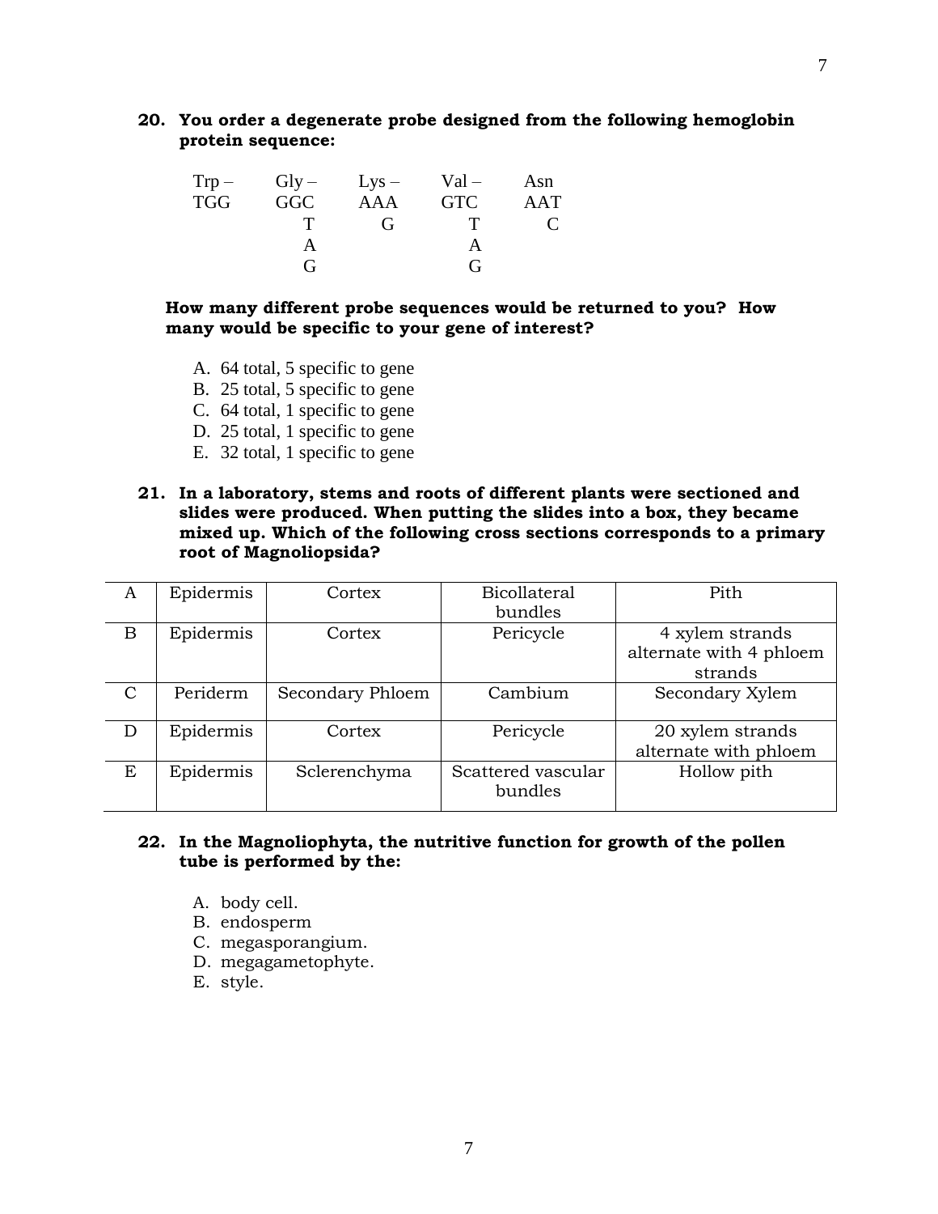**20. You order a degenerate probe designed from the following hemoglobin protein sequence:**

```
Trp –    Gly –    Lys –    Val –    Asn
TGG      GGC      AAA      GTC      AAT
            T        G        T        C
            A                 A
            G                 G
```

**How many different probe sequences would be returned to you? How many would be specific to your gene of interest?**

A. 64 total, 5 specific to gene
B. 25 total, 5 specific to gene
C. 64 total, 1 specific to gene
D. 25 total, 1 specific to gene
E. 32 total, 1 specific to gene

**21. In a laboratory, stems and roots of different plants were sectioned and slides were produced. When putting the slides into a box, they became mixed up. Which of the following cross sections corresponds to a primary root of Magnoliopsida?**

| | | | | |
|---|---|---|---|---|
| A | Epidermis | Cortex | Bicollateral bundles | Pith |
| B | Epidermis | Cortex | Pericycle | 4 xylem strands alternate with 4 phloem strands |
| C | Periderm | Secondary Phloem | Cambium | Secondary Xylem |
| D | Epidermis | Cortex | Pericycle | 20 xylem strands alternate with phloem |
| E | Epidermis | Sclerenchyma | Scattered vascular bundles | Hollow pith |

**22. In the Magnoliophyta, the nutritive function for growth of the pollen tube is performed by the:**

A. body cell.
B. endosperm
C. megasporangium.
D. megagametophyte.
E. style.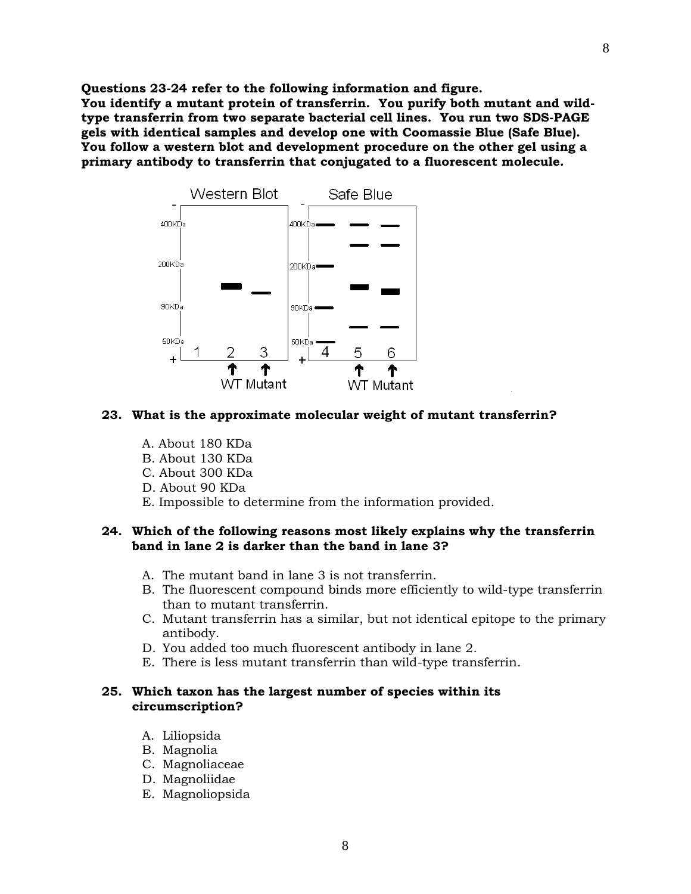**Questions 23-24 refer to the following information and figure.**
**You identify a mutant protein of transferrin. You purify both mutant and wild-type transferrin from two separate bacterial cell lines. You run two SDS-PAGE gels with identical samples and develop one with Coomassie Blue (Safe Blue). You follow a western blot and development procedure on the other gel using a primary antibody to transferrin that conjugated to a fluorescent molecule.**

Western Blot — Safe Blue

400KDa, 200KDa, 90KDa, 50KDa

Lanes: 1, 2 (WT), 3 (Mutant) — 4, 5 (WT), 6 (Mutant)

**23. What is the approximate molecular weight of mutant transferrin?**

A. About 180 KDa
B. About 130 KDa
C. About 300 KDa
D. About 90 KDa
E. Impossible to determine from the information provided.

**24. Which of the following reasons most likely explains why the transferrin band in lane 2 is darker than the band in lane 3?**

A. The mutant band in lane 3 is not transferrin.
B. The fluorescent compound binds more efficiently to wild-type transferrin than to mutant transferrin.
C. Mutant transferrin has a similar, but not identical epitope to the primary antibody.
D. You added too much fluorescent antibody in lane 2.
E. There is less mutant transferrin than wild-type transferrin.

**25. Which taxon has the largest number of species within its circumscription?**

A. Liliopsida
B. Magnolia
C. Magnoliaceae
D. Magnoliidae
E. Magnoliopsida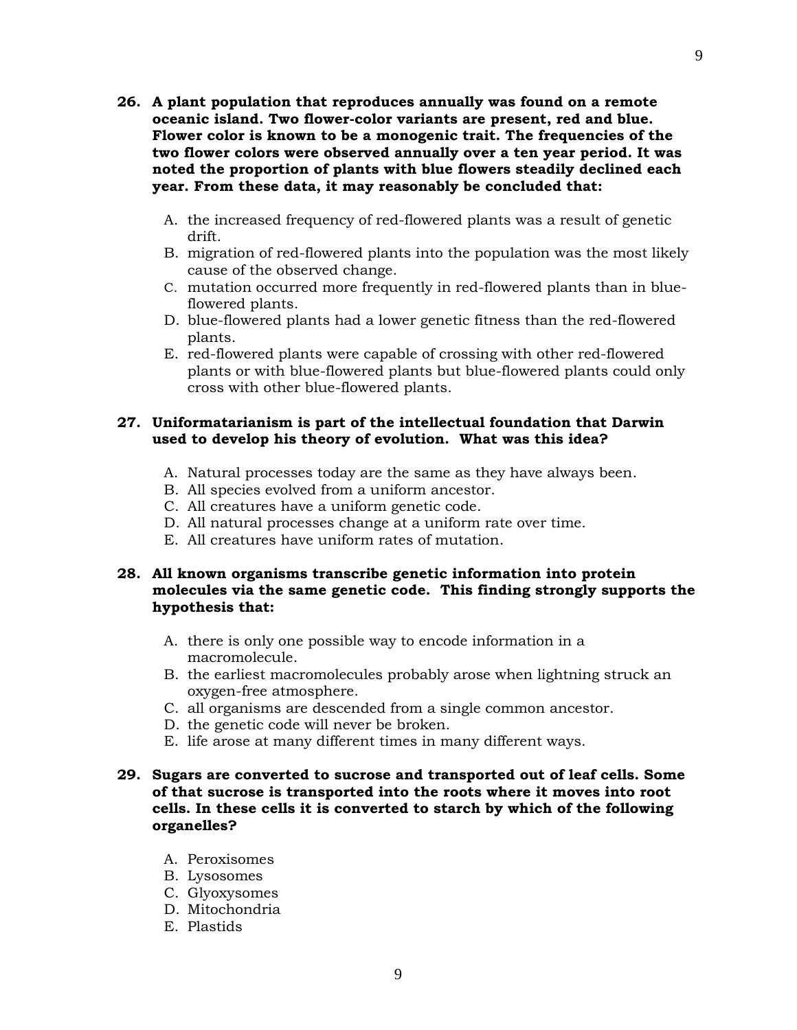**26. A plant population that reproduces annually was found on a remote oceanic island. Two flower-color variants are present, red and blue. Flower color is known to be a monogenic trait. The frequencies of the two flower colors were observed annually over a ten year period. It was noted the proportion of plants with blue flowers steadily declined each year. From these data, it may reasonably be concluded that:**

A. the increased frequency of red-flowered plants was a result of genetic drift.
B. migration of red-flowered plants into the population was the most likely cause of the observed change.
C. mutation occurred more frequently in red-flowered plants than in blue-flowered plants.
D. blue-flowered plants had a lower genetic fitness than the red-flowered plants.
E. red-flowered plants were capable of crossing with other red-flowered plants or with blue-flowered plants but blue-flowered plants could only cross with other blue-flowered plants.

**27. Uniformatarianism is part of the intellectual foundation that Darwin used to develop his theory of evolution. What was this idea?**

A. Natural processes today are the same as they have always been.
B. All species evolved from a uniform ancestor.
C. All creatures have a uniform genetic code.
D. All natural processes change at a uniform rate over time.
E. All creatures have uniform rates of mutation.

**28. All known organisms transcribe genetic information into protein molecules via the same genetic code. This finding strongly supports the hypothesis that:**

A. there is only one possible way to encode information in a macromolecule.
B. the earliest macromolecules probably arose when lightning struck an oxygen-free atmosphere.
C. all organisms are descended from a single common ancestor.
D. the genetic code will never be broken.
E. life arose at many different times in many different ways.

**29. Sugars are converted to sucrose and transported out of leaf cells. Some of that sucrose is transported into the roots where it moves into root cells. In these cells it is converted to starch by which of the following organelles?**

A. Peroxisomes
B. Lysosomes
C. Glyoxysomes
D. Mitochondria
E. Plastids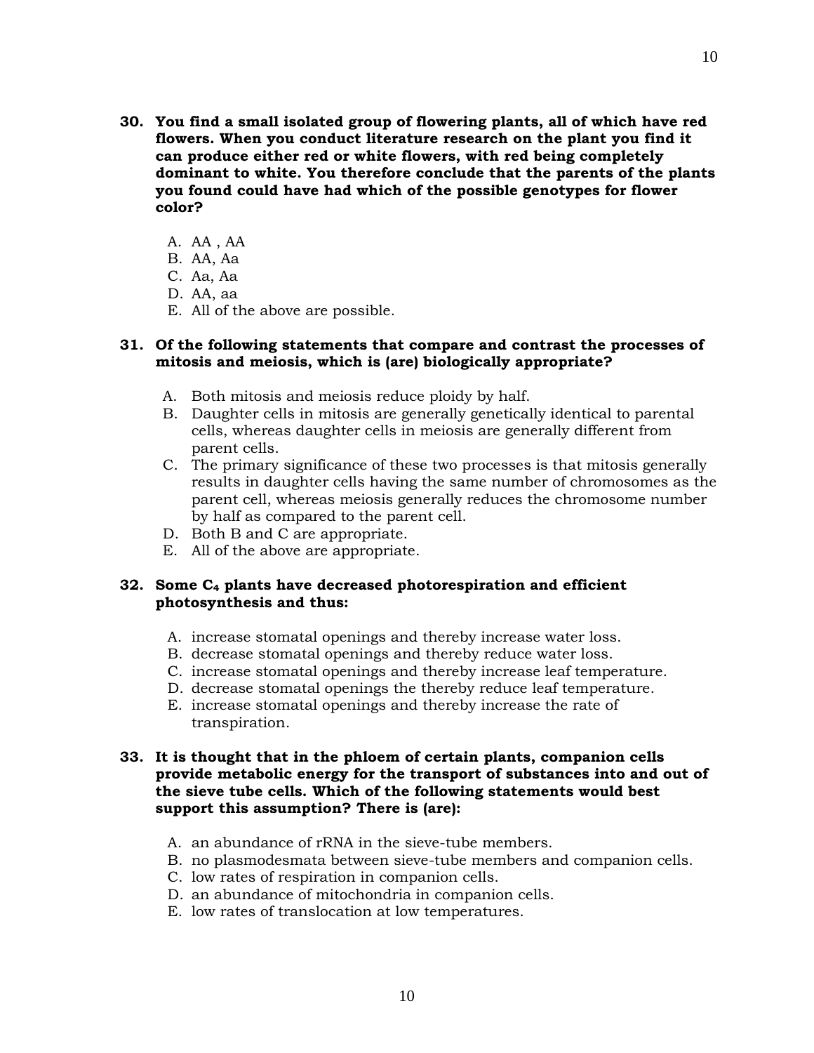**30. You find a small isolated group of flowering plants, all of which have red flowers. When you conduct literature research on the plant you find it can produce either red or white flowers, with red being completely dominant to white. You therefore conclude that the parents of the plants you found could have had which of the possible genotypes for flower color?**

A. AA , AA
B. AA, Aa
C. Aa, Aa
D. AA, aa
E. All of the above are possible.

**31. Of the following statements that compare and contrast the processes of mitosis and meiosis, which is (are) biologically appropriate?**

A. Both mitosis and meiosis reduce ploidy by half.
B. Daughter cells in mitosis are generally genetically identical to parental cells, whereas daughter cells in meiosis are generally different from parent cells.
C. The primary significance of these two processes is that mitosis generally results in daughter cells having the same number of chromosomes as the parent cell, whereas meiosis generally reduces the chromosome number by half as compared to the parent cell.
D. Both B and C are appropriate.
E. All of the above are appropriate.

**32. Some $C_4$ plants have decreased photorespiration and efficient photosynthesis and thus:**

A. increase stomatal openings and thereby increase water loss.
B. decrease stomatal openings and thereby reduce water loss.
C. increase stomatal openings and thereby increase leaf temperature.
D. decrease stomatal openings the thereby reduce leaf temperature.
E. increase stomatal openings and thereby increase the rate of transpiration.

**33. It is thought that in the phloem of certain plants, companion cells provide metabolic energy for the transport of substances into and out of the sieve tube cells. Which of the following statements would best support this assumption? There is (are):**

A. an abundance of rRNA in the sieve-tube members.
B. no plasmodesmata between sieve-tube members and companion cells.
C. low rates of respiration in companion cells.
D. an abundance of mitochondria in companion cells.
E. low rates of translocation at low temperatures.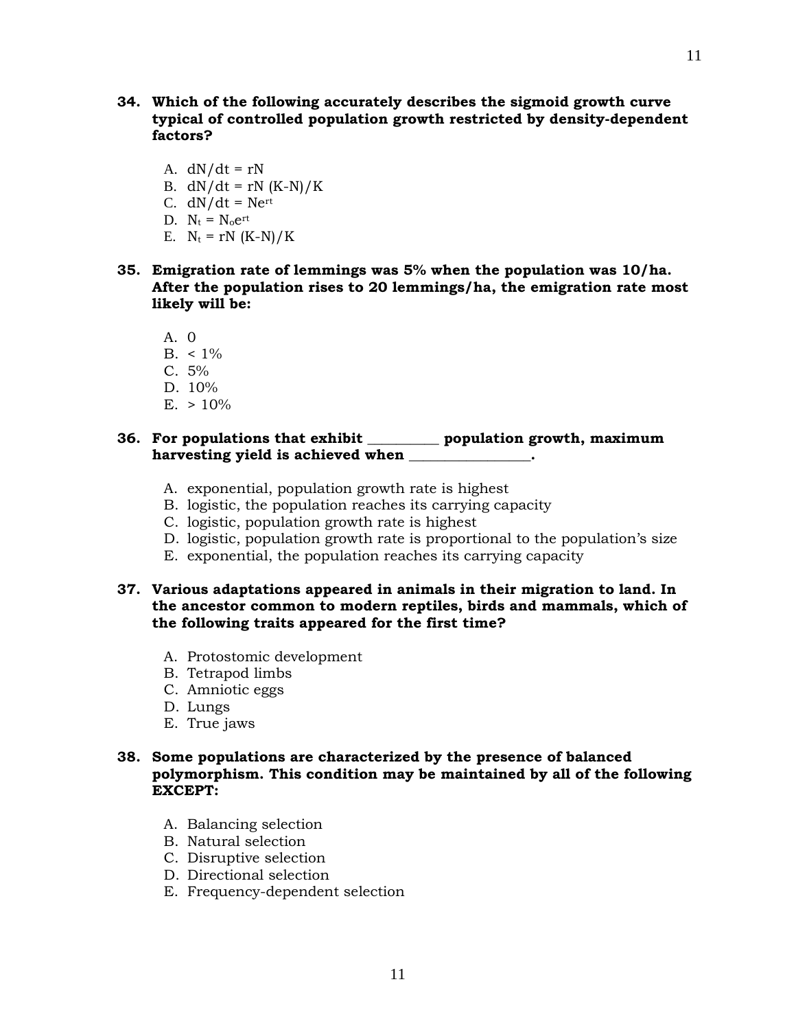**34. Which of the following accurately describes the sigmoid growth curve typical of controlled population growth restricted by density-dependent factors?**

A. $dN/dt = rN$
B. $dN/dt = rN (K-N)/K$
C. $dN/dt = Ne^{rt}$
D. $N_t = N_oe^{rt}$
E. $N_t = rN (K-N)/K$

**35. Emigration rate of lemmings was 5% when the population was 10/ha. After the population rises to 20 lemmings/ha, the emigration rate most likely will be:**

A. 0
B. < 1%
C. 5%
D. 10%
E. > 10%

**36. For populations that exhibit __________ population growth, maximum harvesting yield is achieved when _________________.**

A. exponential, population growth rate is highest
B. logistic, the population reaches its carrying capacity
C. logistic, population growth rate is highest
D. logistic, population growth rate is proportional to the population's size
E. exponential, the population reaches its carrying capacity

**37. Various adaptations appeared in animals in their migration to land. In the ancestor common to modern reptiles, birds and mammals, which of the following traits appeared for the first time?**

A. Protostomic development
B. Tetrapod limbs
C. Amniotic eggs
D. Lungs
E. True jaws

**38. Some populations are characterized by the presence of balanced polymorphism. This condition may be maintained by all of the following EXCEPT:**

A. Balancing selection
B. Natural selection
C. Disruptive selection
D. Directional selection
E. Frequency-dependent selection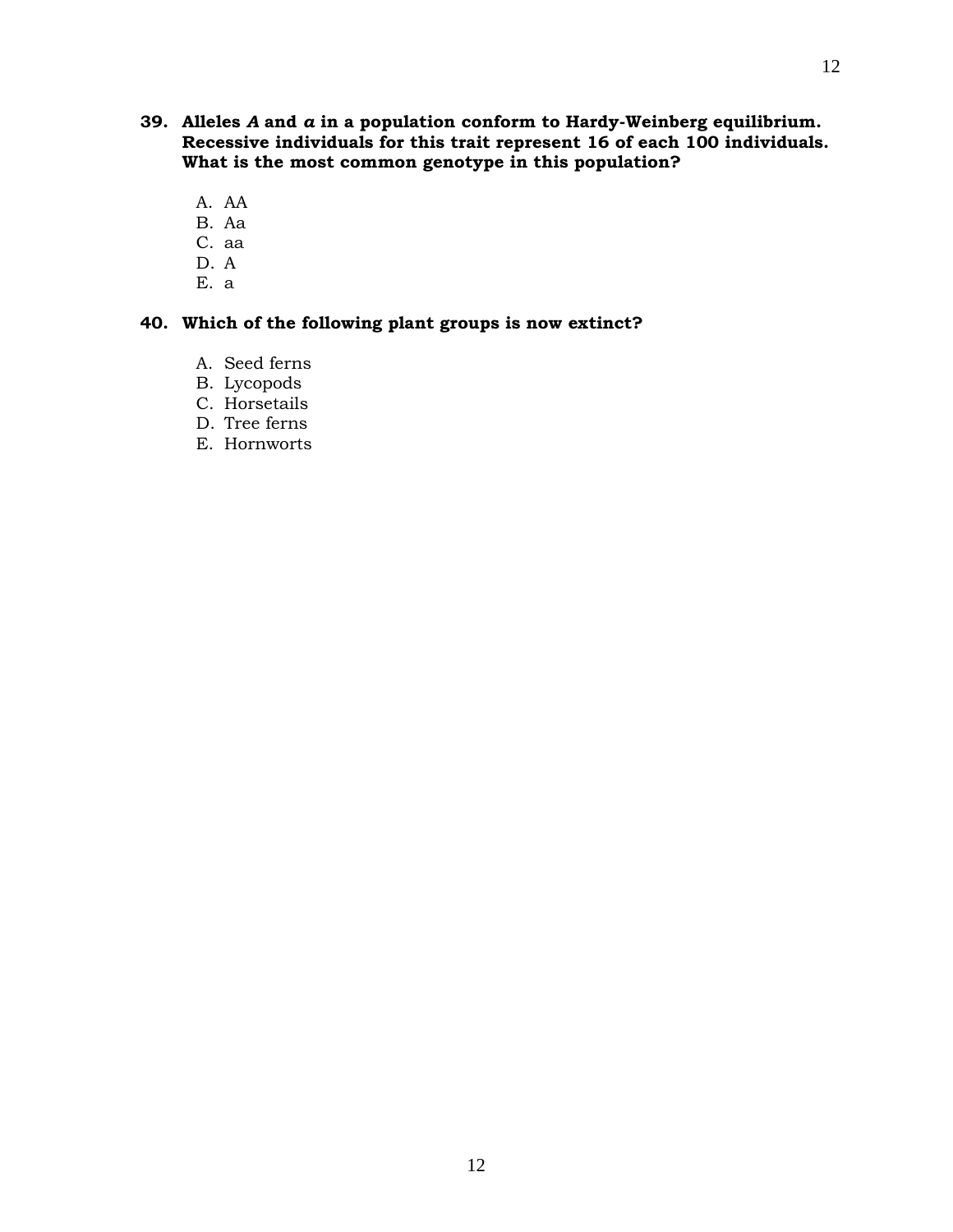**39. Alleles *A* and *a* in a population conform to Hardy-Weinberg equilibrium. Recessive individuals for this trait represent 16 of each 100 individuals. What is the most common genotype in this population?**

A. AA
B. Aa
C. aa
D. A
E. a

**40. Which of the following plant groups is now extinct?**

A. Seed ferns
B. Lycopods
C. Horsetails
D. Tree ferns
E. Hornworts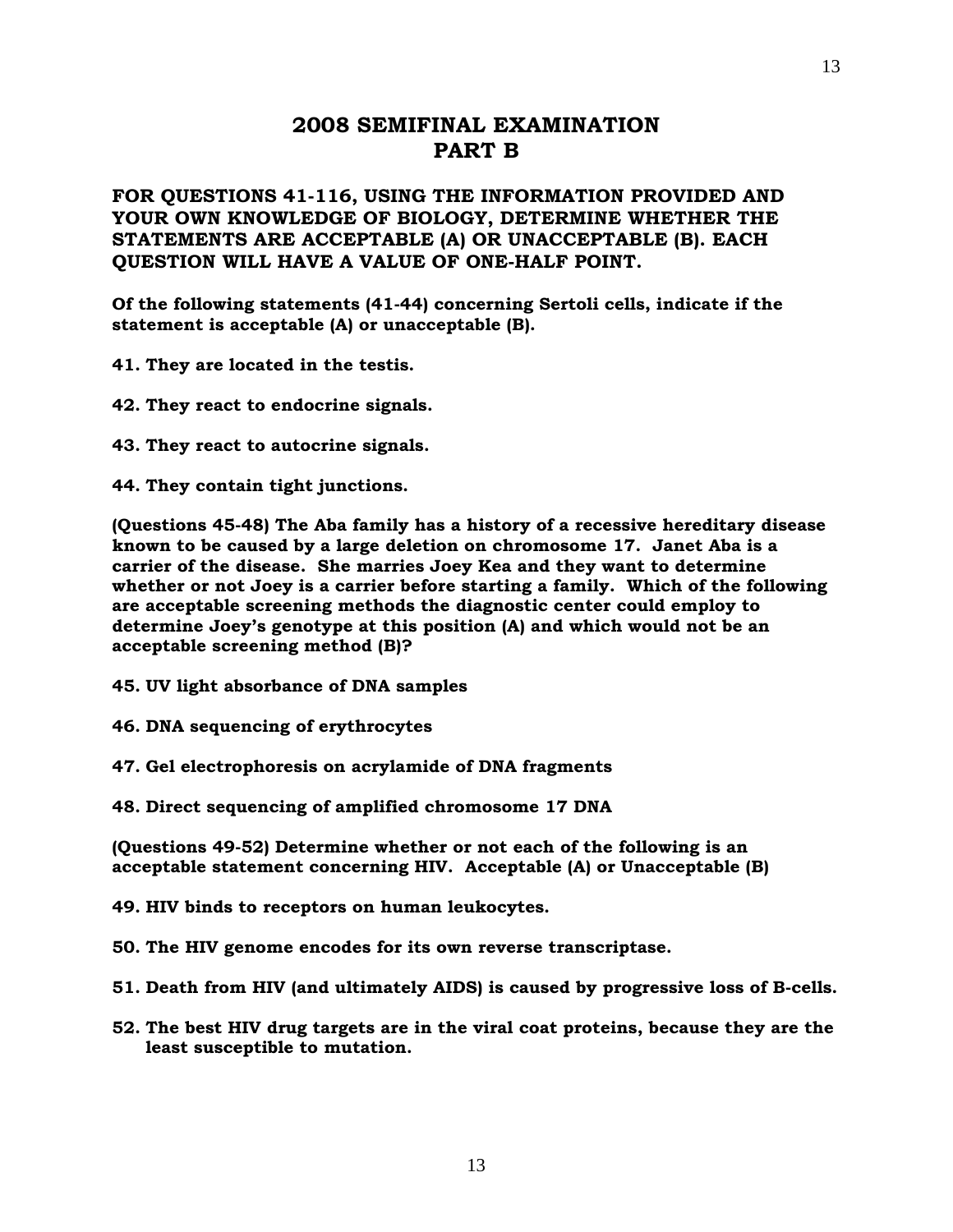# 2008 SEMIFINAL EXAMINATION
# PART B

**FOR QUESTIONS 41-116, USING THE INFORMATION PROVIDED AND YOUR OWN KNOWLEDGE OF BIOLOGY, DETERMINE WHETHER THE STATEMENTS ARE ACCEPTABLE (A) OR UNACCEPTABLE (B). EACH QUESTION WILL HAVE A VALUE OF ONE-HALF POINT.**

**Of the following statements (41-44) concerning Sertoli cells, indicate if the statement is acceptable (A) or unacceptable (B).**

**41. They are located in the testis.**

**42. They react to endocrine signals.**

**43. They react to autocrine signals.**

**44. They contain tight junctions.**

**(Questions 45-48) The Aba family has a history of a recessive hereditary disease known to be caused by a large deletion on chromosome 17. Janet Aba is a carrier of the disease. She marries Joey Kea and they want to determine whether or not Joey is a carrier before starting a family. Which of the following are acceptable screening methods the diagnostic center could employ to determine Joey's genotype at this position (A) and which would not be an acceptable screening method (B)?**

**45. UV light absorbance of DNA samples**

**46. DNA sequencing of erythrocytes**

**47. Gel electrophoresis on acrylamide of DNA fragments**

**48. Direct sequencing of amplified chromosome 17 DNA**

**(Questions 49-52) Determine whether or not each of the following is an acceptable statement concerning HIV. Acceptable (A) or Unacceptable (B)**

**49. HIV binds to receptors on human leukocytes.**

**50. The HIV genome encodes for its own reverse transcriptase.**

**51. Death from HIV (and ultimately AIDS) is caused by progressive loss of B-cells.**

**52. The best HIV drug targets are in the viral coat proteins, because they are the least susceptible to mutation.**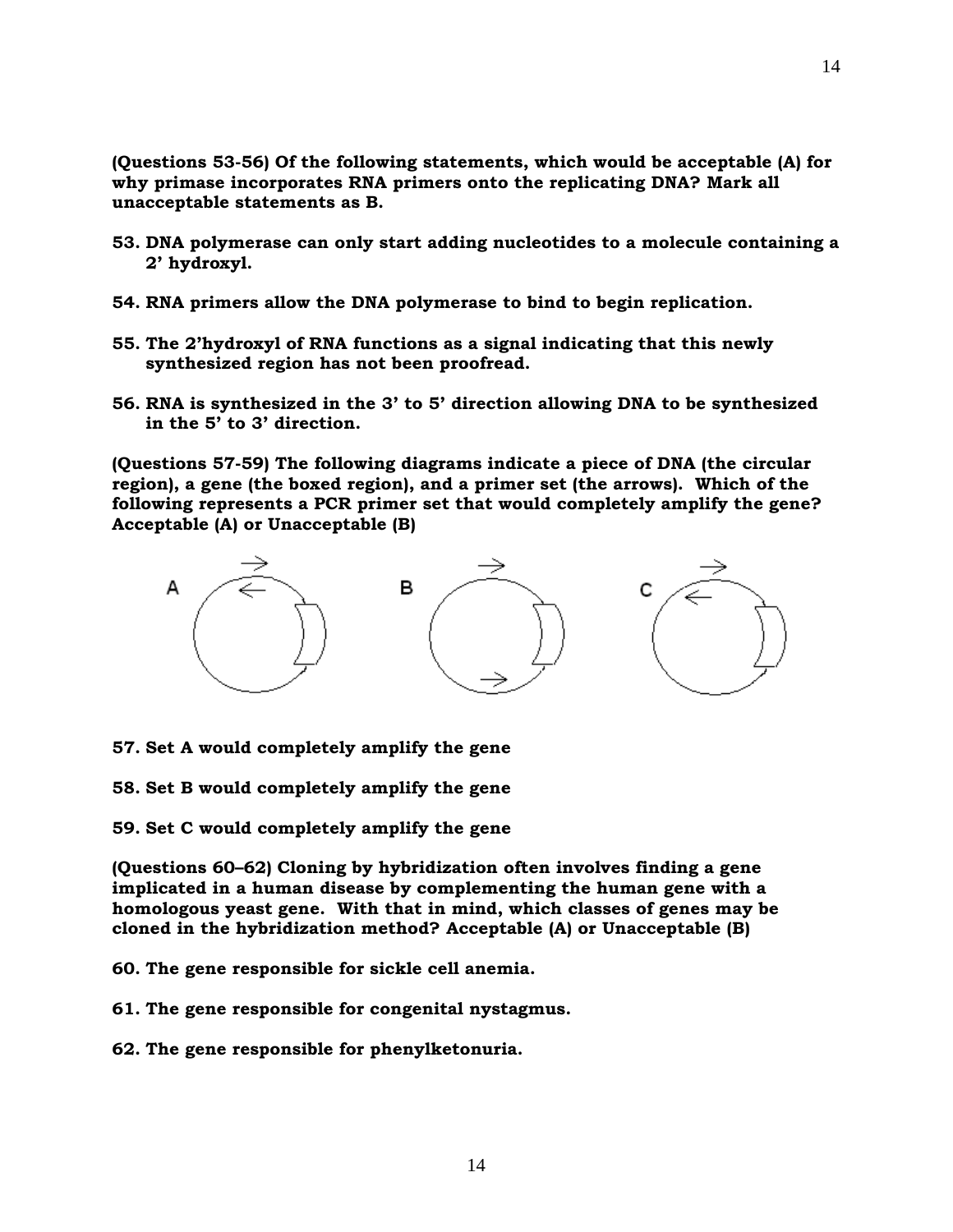**(Questions 53-56) Of the following statements, which would be acceptable (A) for why primase incorporates RNA primers onto the replicating DNA? Mark all unacceptable statements as B.**

**53. DNA polymerase can only start adding nucleotides to a molecule containing a 2' hydroxyl.**

**54. RNA primers allow the DNA polymerase to bind to begin replication.**

**55. The 2'hydroxyl of RNA functions as a signal indicating that this newly synthesized region has not been proofread.**

**56. RNA is synthesized in the 3' to 5' direction allowing DNA to be synthesized in the 5' to 3' direction.**

**(Questions 57-59) The following diagrams indicate a piece of DNA (the circular region), a gene (the boxed region), and a primer set (the arrows). Which of the following represents a PCR primer set that would completely amplify the gene? Acceptable (A) or Unacceptable (B)**

**57. Set A would completely amplify the gene**

**58. Set B would completely amplify the gene**

**59. Set C would completely amplify the gene**

**(Questions 60–62) Cloning by hybridization often involves finding a gene implicated in a human disease by complementing the human gene with a homologous yeast gene. With that in mind, which classes of genes may be cloned in the hybridization method? Acceptable (A) or Unacceptable (B)**

**60. The gene responsible for sickle cell anemia.**

**61. The gene responsible for congenital nystagmus.**

**62. The gene responsible for phenylketonuria.**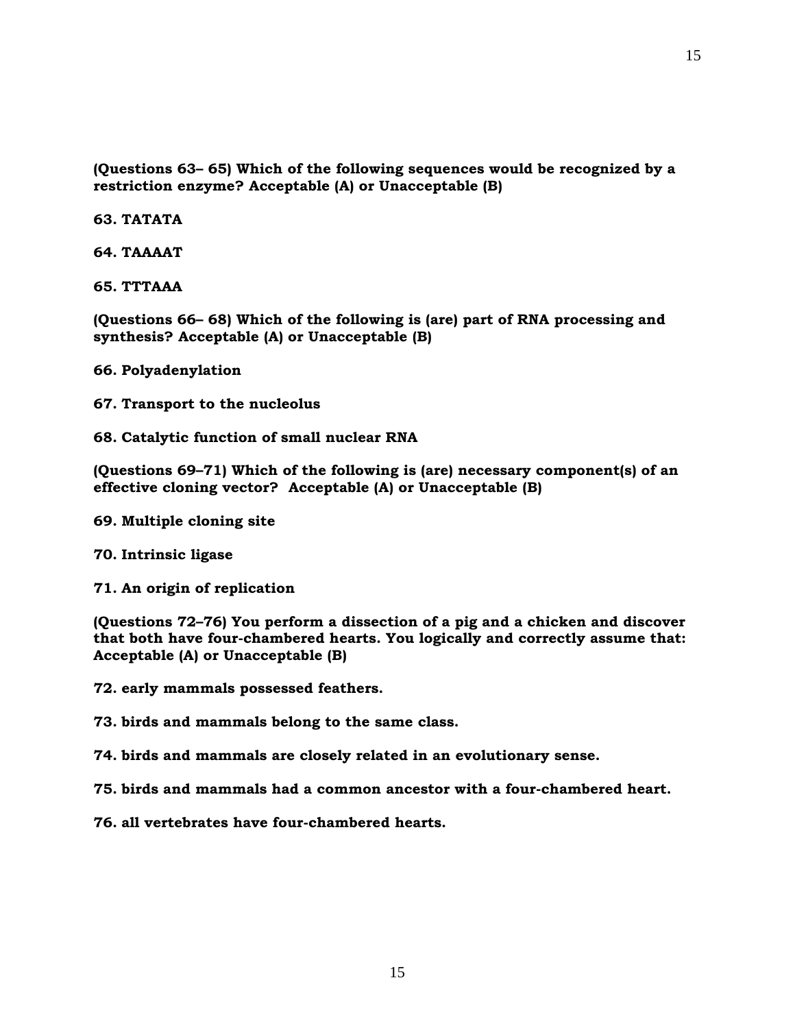**(Questions 63– 65) Which of the following sequences would be recognized by a restriction enzyme? Acceptable (A) or Unacceptable (B)**

**63. TATATA**

**64. TAAAAT**

**65. TTTAAA**

**(Questions 66– 68) Which of the following is (are) part of RNA processing and synthesis? Acceptable (A) or Unacceptable (B)**

**66. Polyadenylation**

**67. Transport to the nucleolus**

**68. Catalytic function of small nuclear RNA**

**(Questions 69–71) Which of the following is (are) necessary component(s) of an effective cloning vector? Acceptable (A) or Unacceptable (B)**

**69. Multiple cloning site**

**70. Intrinsic ligase**

**71. An origin of replication**

**(Questions 72–76) You perform a dissection of a pig and a chicken and discover that both have four-chambered hearts. You logically and correctly assume that: Acceptable (A) or Unacceptable (B)**

**72. early mammals possessed feathers.**

**73. birds and mammals belong to the same class.**

**74. birds and mammals are closely related in an evolutionary sense.**

**75. birds and mammals had a common ancestor with a four-chambered heart.**

**76. all vertebrates have four-chambered hearts.**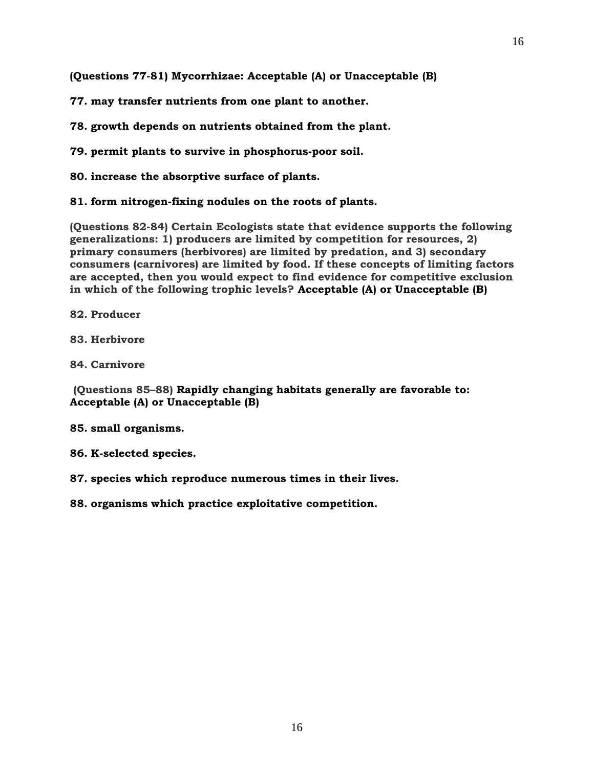**(Questions 77-81) Mycorrhizae: Acceptable (A) or Unacceptable (B)**

**77. may transfer nutrients from one plant to another.**

**78. growth depends on nutrients obtained from the plant.**

**79. permit plants to survive in phosphorus-poor soil.**

**80. increase the absorptive surface of plants.**

**81. form nitrogen-fixing nodules on the roots of plants.**

**(Questions 82-84) Certain Ecologists state that evidence supports the following generalizations: 1) producers are limited by competition for resources, 2) primary consumers (herbivores) are limited by predation, and 3) secondary consumers (carnivores) are limited by food. If these concepts of limiting factors are accepted, then you would expect to find evidence for competitive exclusion in which of the following trophic levels? Acceptable (A) or Unacceptable (B)**

**82. Producer**

**83. Herbivore**

**84. Carnivore**

**(Questions 85–88) Rapidly changing habitats generally are favorable to: Acceptable (A) or Unacceptable (B)**

**85. small organisms.**

**86. K-selected species.**

**87. species which reproduce numerous times in their lives.**

**88. organisms which practice exploitative competition.**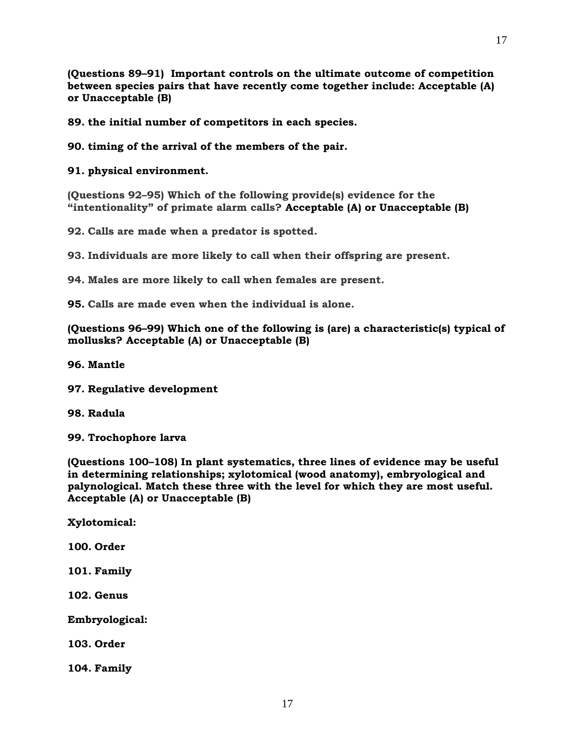**(Questions 89–91) Important controls on the ultimate outcome of competition between species pairs that have recently come together include: Acceptable (A) or Unacceptable (B)**

**89. the initial number of competitors in each species.**

**90. timing of the arrival of the members of the pair.**

**91. physical environment.**

**(Questions 92–95) Which of the following provide(s) evidence for the "intentionality" of primate alarm calls? Acceptable (A) or Unacceptable (B)**

**92. Calls are made when a predator is spotted.**

**93. Individuals are more likely to call when their offspring are present.**

**94. Males are more likely to call when females are present.**

**95. Calls are made even when the individual is alone.**

**(Questions 96–99) Which one of the following is (are) a characteristic(s) typical of mollusks? Acceptable (A) or Unacceptable (B)**

**96. Mantle**

**97. Regulative development**

**98. Radula**

**99. Trochophore larva**

**(Questions 100–108) In plant systematics, three lines of evidence may be useful in determining relationships; xylotomical (wood anatomy), embryological and palynological. Match these three with the level for which they are most useful. Acceptable (A) or Unacceptable (B)**

**Xylotomical:**

**100. Order**

**101. Family**

**102. Genus**

**Embryological:**

**103. Order**

**104. Family**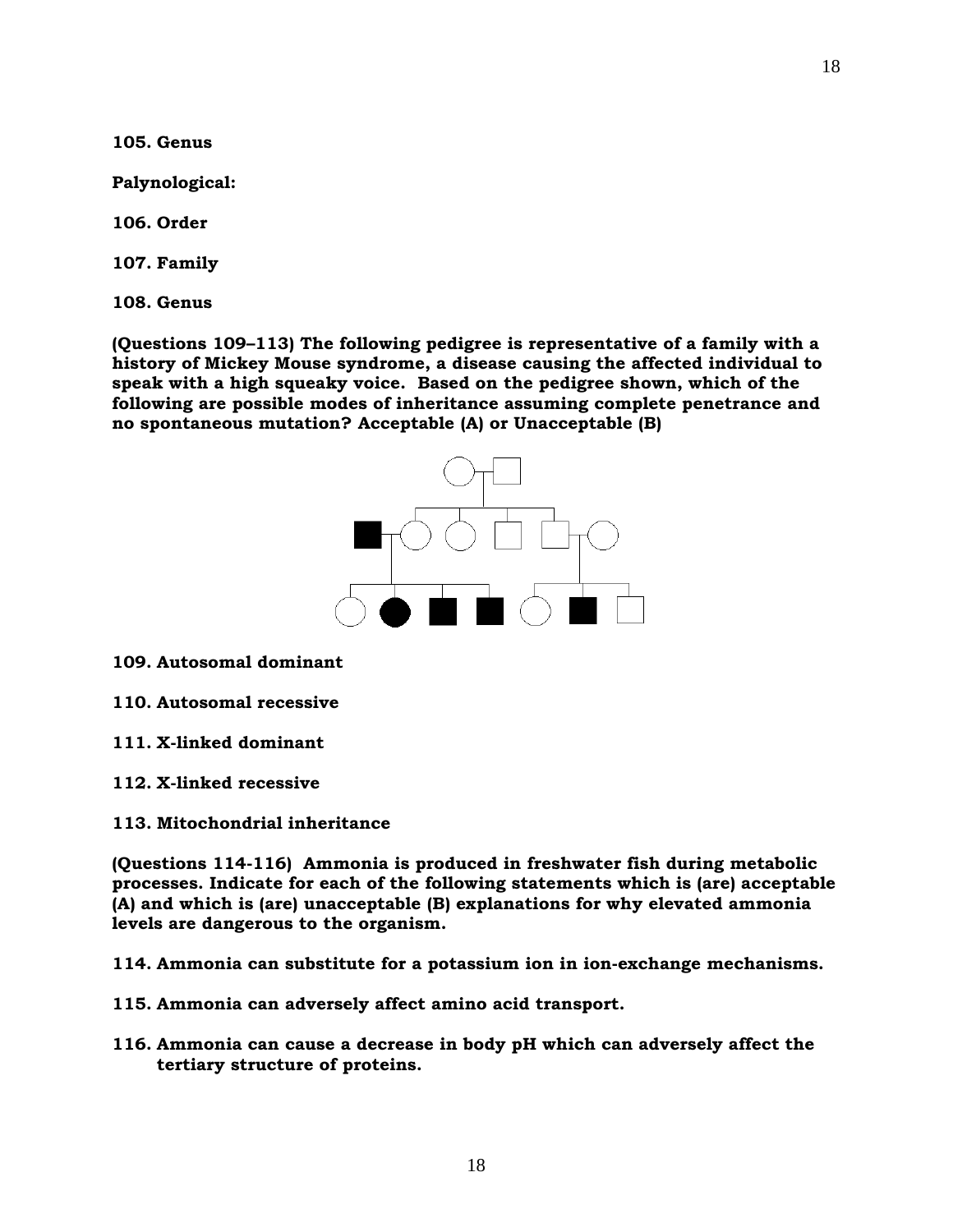**105. Genus**

**Palynological:**

**106. Order**

**107. Family**

**108. Genus**

**(Questions 109–113) The following pedigree is representative of a family with a history of Mickey Mouse syndrome, a disease causing the affected individual to speak with a high squeaky voice. Based on the pedigree shown, which of the following are possible modes of inheritance assuming complete penetrance and no spontaneous mutation? Acceptable (A) or Unacceptable (B)**

**109. Autosomal dominant**

**110. Autosomal recessive**

**111. X-linked dominant**

**112. X-linked recessive**

**113. Mitochondrial inheritance**

**(Questions 114-116) Ammonia is produced in freshwater fish during metabolic processes. Indicate for each of the following statements which is (are) acceptable (A) and which is (are) unacceptable (B) explanations for why elevated ammonia levels are dangerous to the organism.**

**114. Ammonia can substitute for a potassium ion in ion-exchange mechanisms.**

**115. Ammonia can adversely affect amino acid transport.**

**116. Ammonia can cause a decrease in body pH which can adversely affect the tertiary structure of proteins.**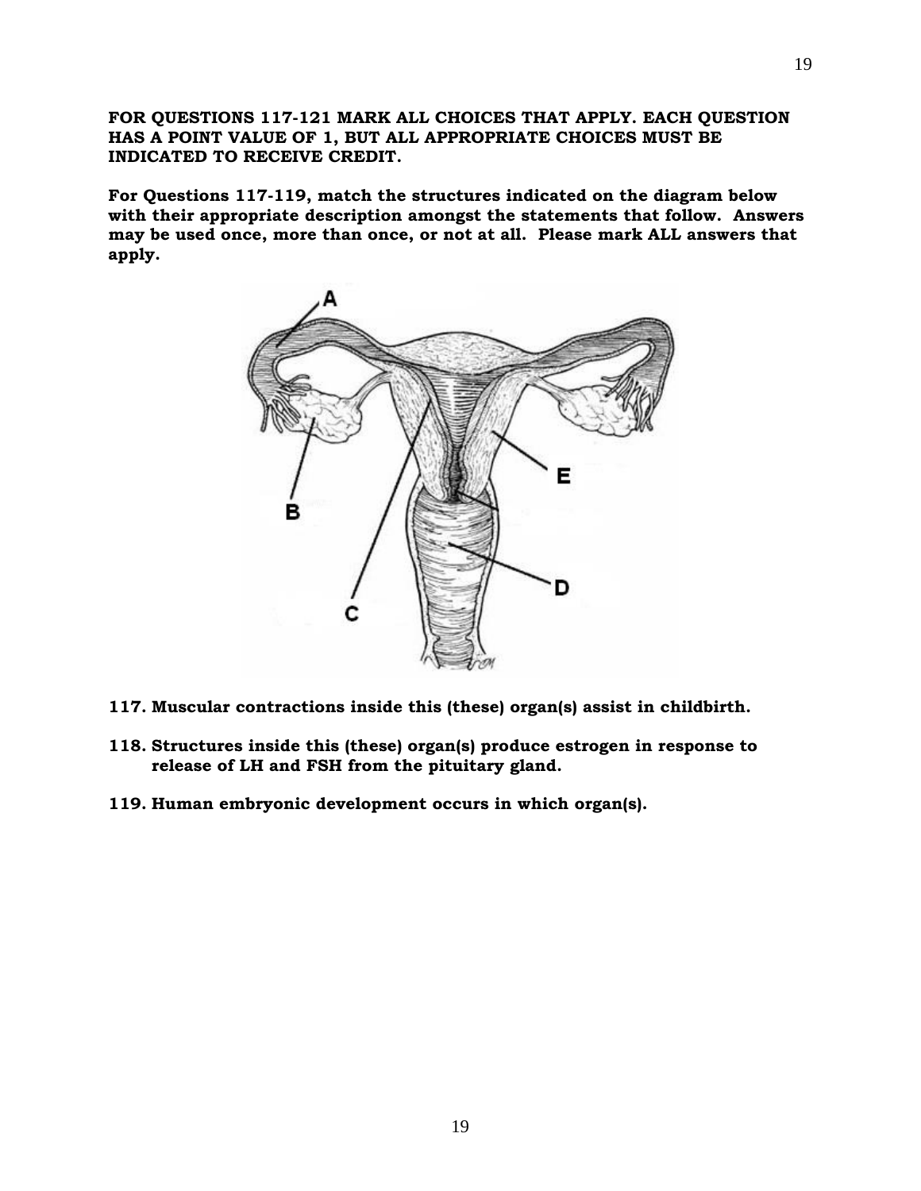**FOR QUESTIONS 117-121 MARK ALL CHOICES THAT APPLY. EACH QUESTION HAS A POINT VALUE OF 1, BUT ALL APPROPRIATE CHOICES MUST BE INDICATED TO RECEIVE CREDIT.**

**For Questions 117-119, match the structures indicated on the diagram below with their appropriate description amongst the statements that follow. Answers may be used once, more than once, or not at all. Please mark ALL answers that apply.**

**117. Muscular contractions inside this (these) organ(s) assist in childbirth.**

**118. Structures inside this (these) organ(s) produce estrogen in response to release of LH and FSH from the pituitary gland.**

**119. Human embryonic development occurs in which organ(s).**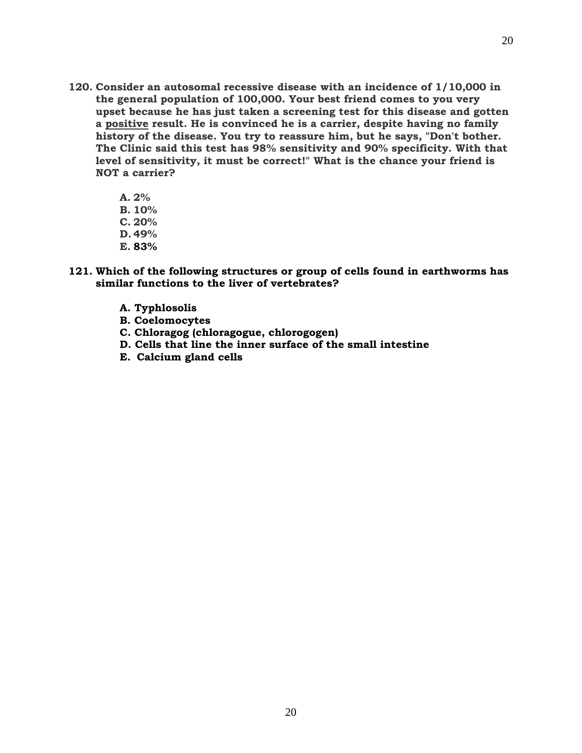**120. Consider an autosomal recessive disease with an incidence of 1/10,000 in the general population of 100,000. Your best friend comes to you very upset because he has just taken a screening test for this disease and gotten a <u>positive</u> result. He is convinced he is a carrier, despite having no family history of the disease. You try to reassure him, but he says, "Don't bother. The Clinic said this test has 98% sensitivity and 90% specificity. With that level of sensitivity, it must be correct!" What is the chance your friend is NOT a carrier?**

- **A. 2%**
- **B. 10%**
- **C. 20%**
- **D. 49%**
- **E. 83%**

**121. Which of the following structures or group of cells found in earthworms has similar functions to the liver of vertebrates?**

- **A. Typhlosolis**
- **B. Coelomocytes**
- **C. Chloragog (chloragogue, chlorogogen)**
- **D. Cells that line the inner surface of the small intestine**
- **E. Calcium gland cells**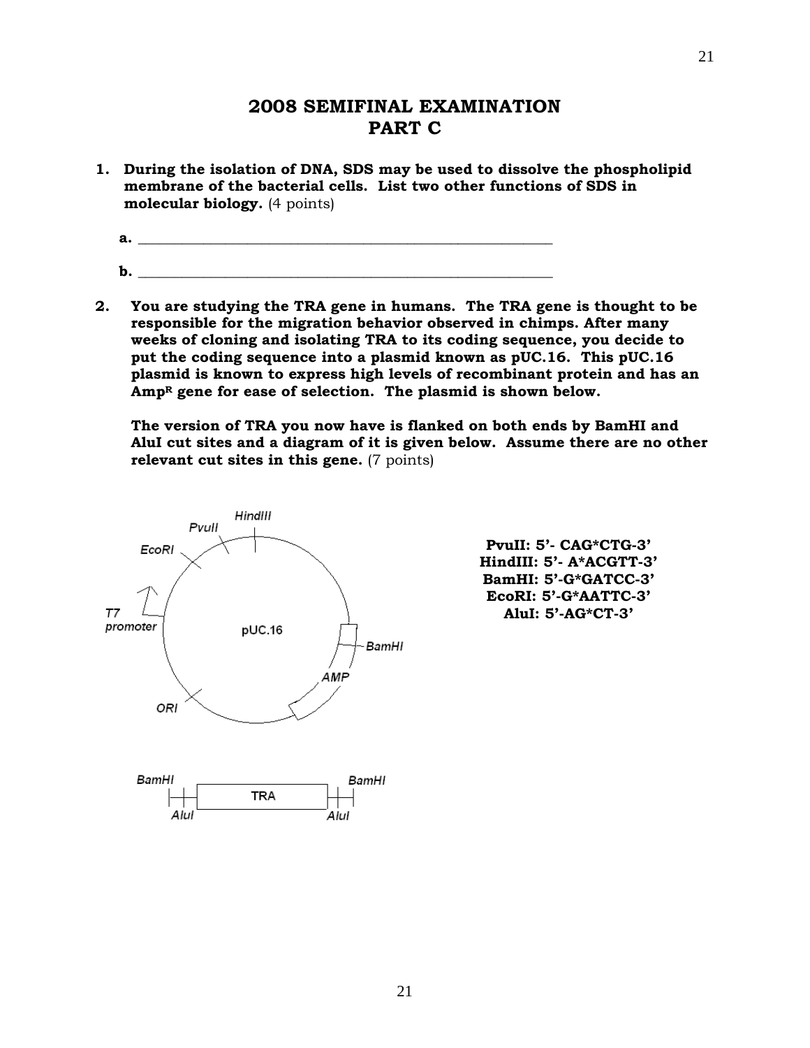# 2008 SEMIFINAL EXAMINATION
# PART C

1. **During the isolation of DNA, SDS may be used to dissolve the phospholipid membrane of the bacterial cells. List two other functions of SDS in molecular biology.** (4 points)

   **a.** ___________________________________________________________

   **b.** ___________________________________________________________

2. **You are studying the TRA gene in humans. The TRA gene is thought to be responsible for the migration behavior observed in chimps. After many weeks of cloning and isolating TRA to its coding sequence, you decide to put the coding sequence into a plasmid known as pUC.16. This pUC.16 plasmid is known to express high levels of recombinant protein and has an Amp$^R$ gene for ease of selection. The plasmid is shown below.**

   **The version of TRA you now have is flanked on both ends by BamHI and AluI cut sites and a diagram of it is given below. Assume there are no other relevant cut sites in this gene.** (7 points)

pUC.16 (plasmid map labels: HindIII, PvuII, EcoRI, T7 promoter, BamHI, AMP, ORI)

**PvuII: 5'- CAG*CTG-3'**
**HindIII: 5'- A*ACGTT-3'**
**BamHI: 5'-G*GATCC-3'**
**EcoRI: 5'-G*AATTC-3'**
**AluI: 5'-AG*CT-3'**

BamHI — AluI — TRA — AluI — BamHI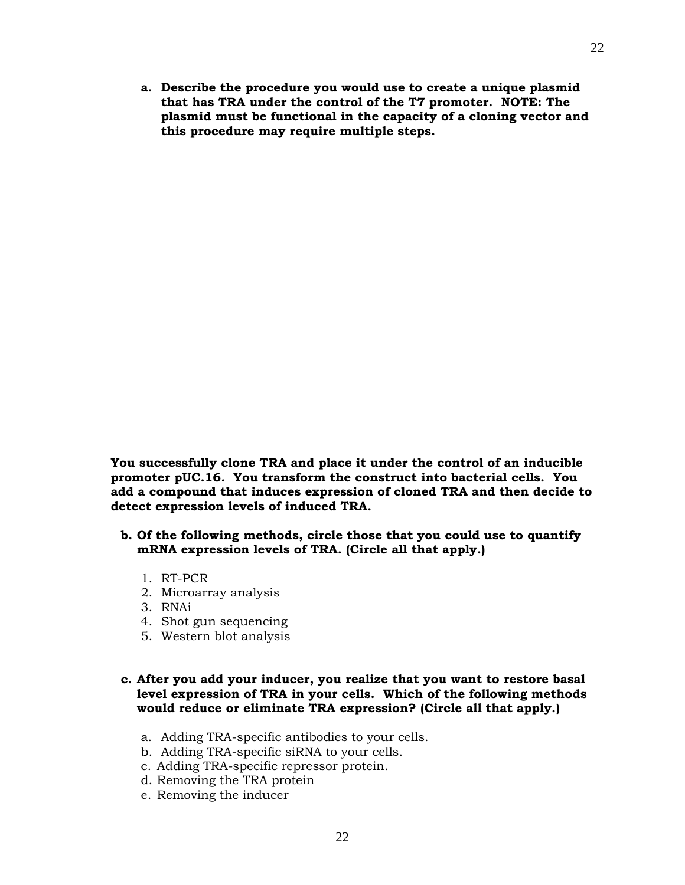**a. Describe the procedure you would use to create a unique plasmid that has TRA under the control of the T7 promoter. NOTE: The plasmid must be functional in the capacity of a cloning vector and this procedure may require multiple steps.**

**You successfully clone TRA and place it under the control of an inducible promoter pUC.16. You transform the construct into bacterial cells. You add a compound that induces expression of cloned TRA and then decide to detect expression levels of induced TRA.**

**b. Of the following methods, circle those that you could use to quantify mRNA expression levels of TRA. (Circle all that apply.)**

1. RT-PCR
2. Microarray analysis
3. RNAi
4. Shot gun sequencing
5. Western blot analysis

**c. After you add your inducer, you realize that you want to restore basal level expression of TRA in your cells. Which of the following methods would reduce or eliminate TRA expression? (Circle all that apply.)**

a. Adding TRA-specific antibodies to your cells.
b. Adding TRA-specific siRNA to your cells.
c. Adding TRA-specific repressor protein.
d. Removing the TRA protein
e. Removing the inducer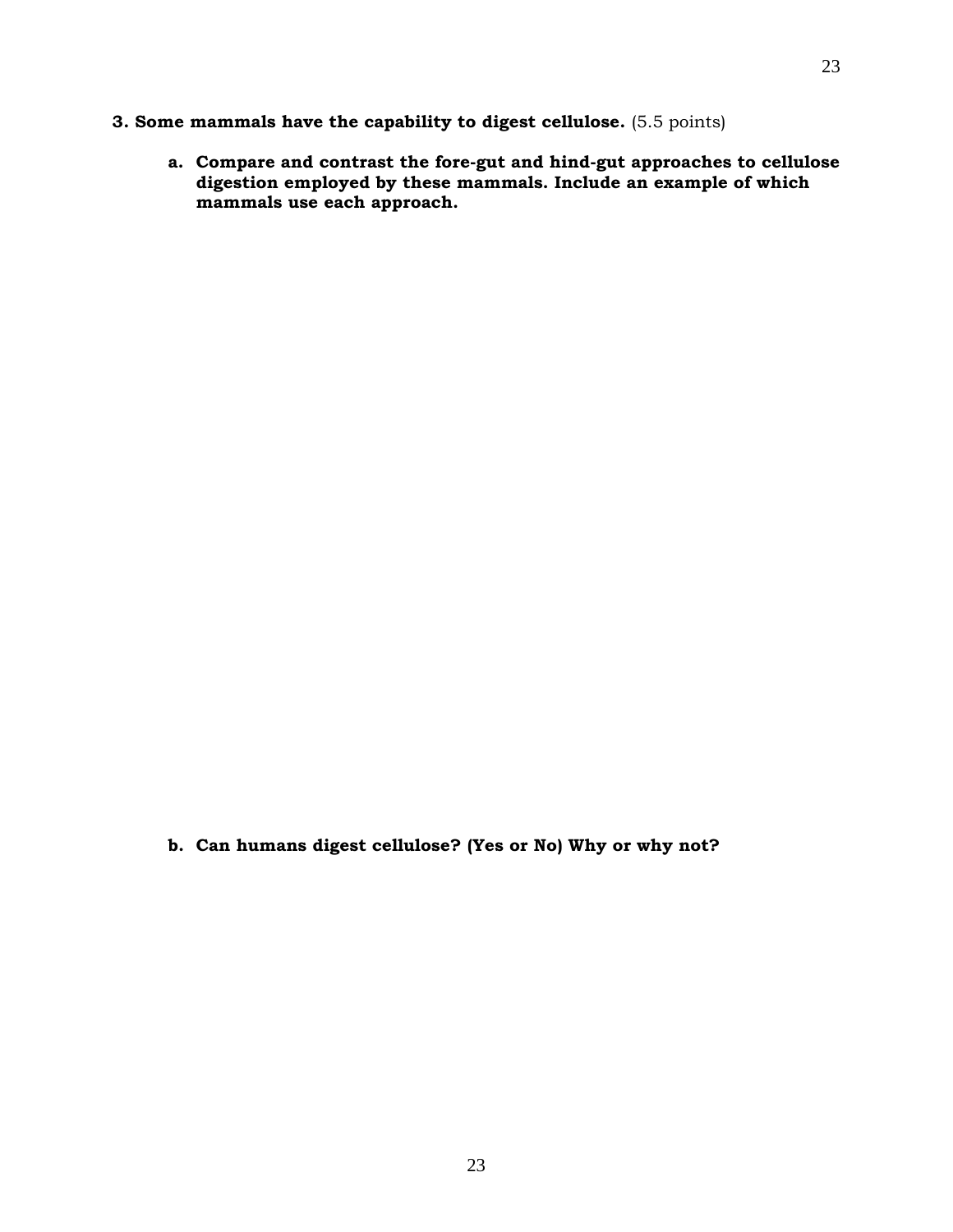**3. Some mammals have the capability to digest cellulose.** (5.5 points)

**a. Compare and contrast the fore-gut and hind-gut approaches to cellulose digestion employed by these mammals. Include an example of which mammals use each approach.**

**b. Can humans digest cellulose? (Yes or No) Why or why not?**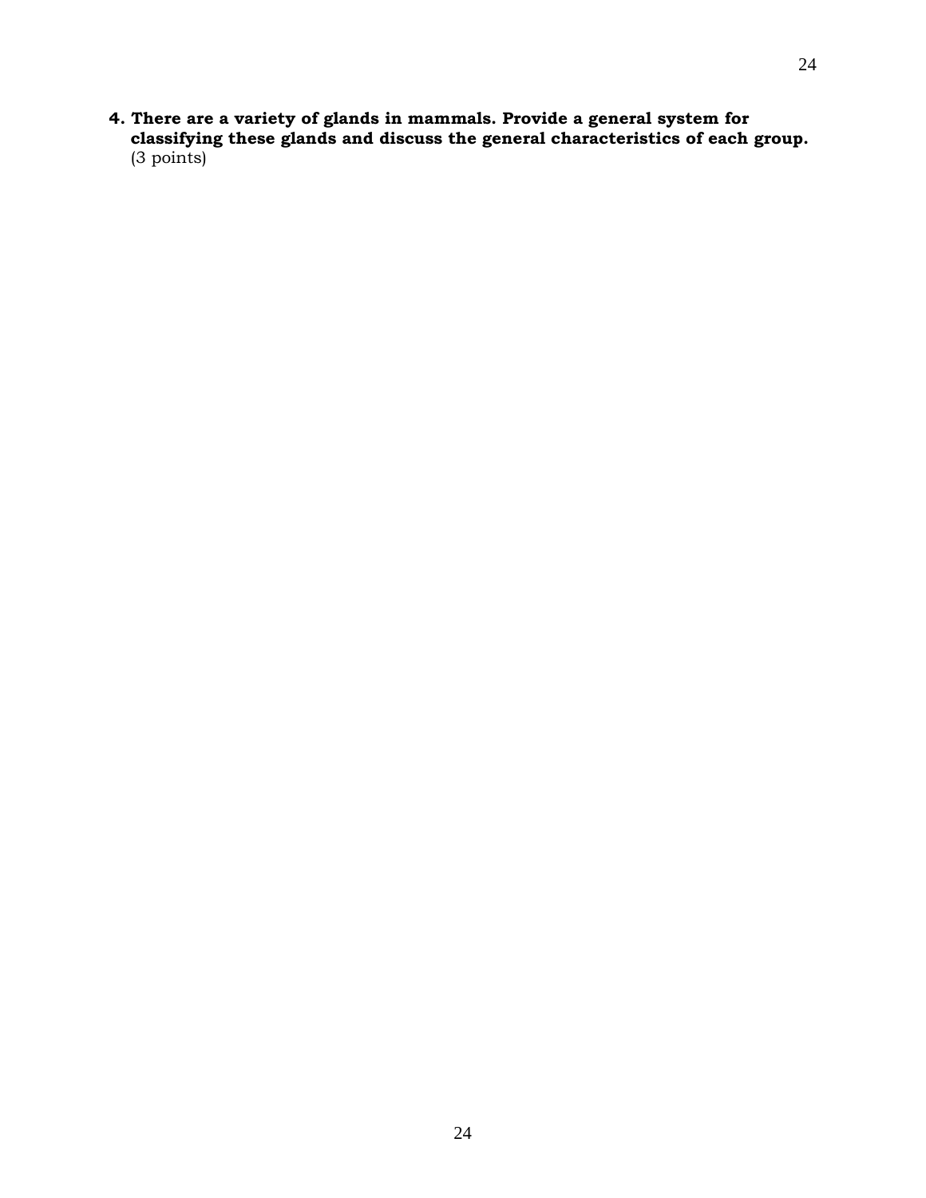**4. There are a variety of glands in mammals. Provide a general system for classifying these glands and discuss the general characteristics of each group.** (3 points)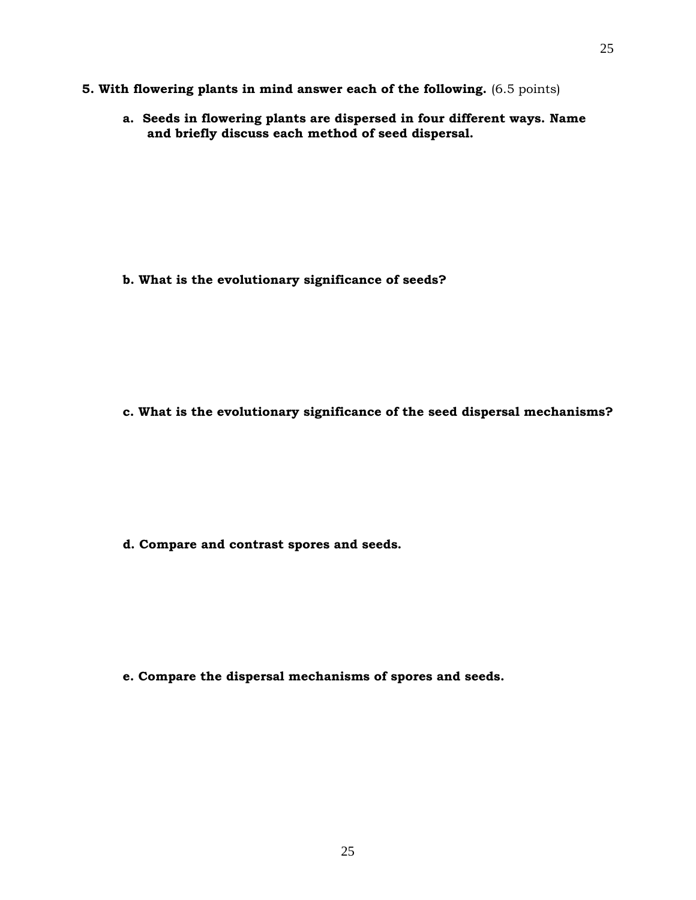**5. With flowering plants in mind answer each of the following.** (6.5 points)

**a. Seeds in flowering plants are dispersed in four different ways. Name and briefly discuss each method of seed dispersal.**

**b. What is the evolutionary significance of seeds?**

**c. What is the evolutionary significance of the seed dispersal mechanisms?**

**d. Compare and contrast spores and seeds.**

**e. Compare the dispersal mechanisms of spores and seeds.**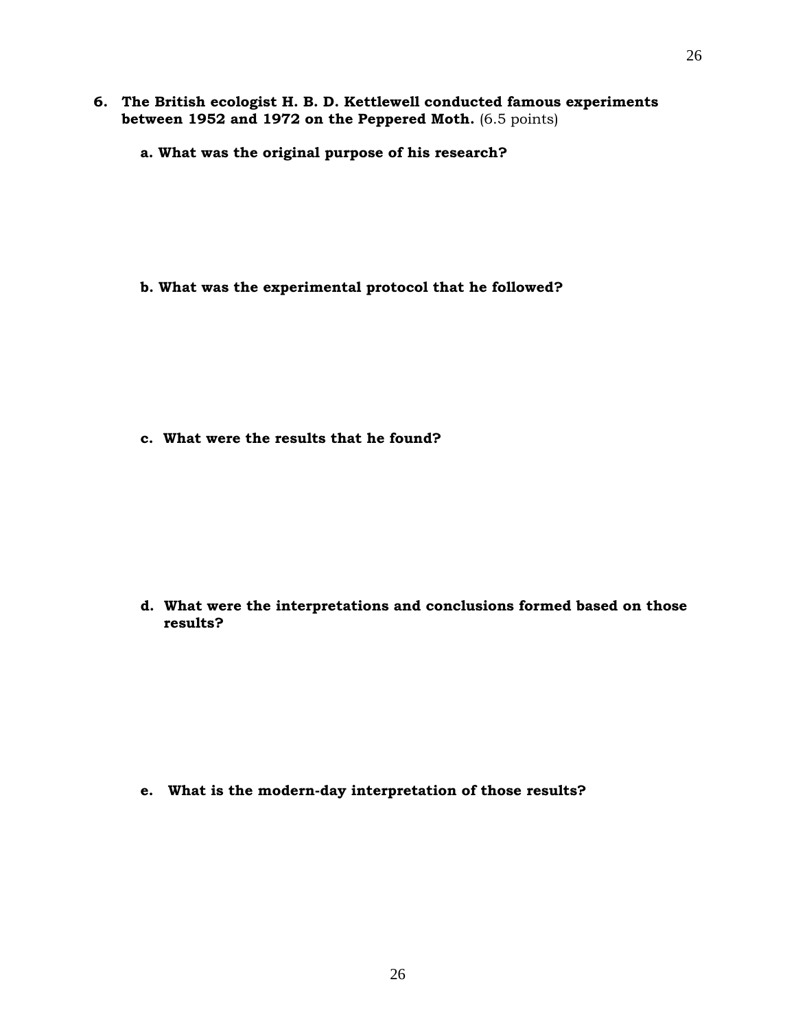**6. The British ecologist H. B. D. Kettlewell conducted famous experiments between 1952 and 1972 on the Peppered Moth.** (6.5 points)

**a. What was the original purpose of his research?**

**b. What was the experimental protocol that he followed?**

**c. What were the results that he found?**

**d. What were the interpretations and conclusions formed based on those results?**

**e. What is the modern-day interpretation of those results?**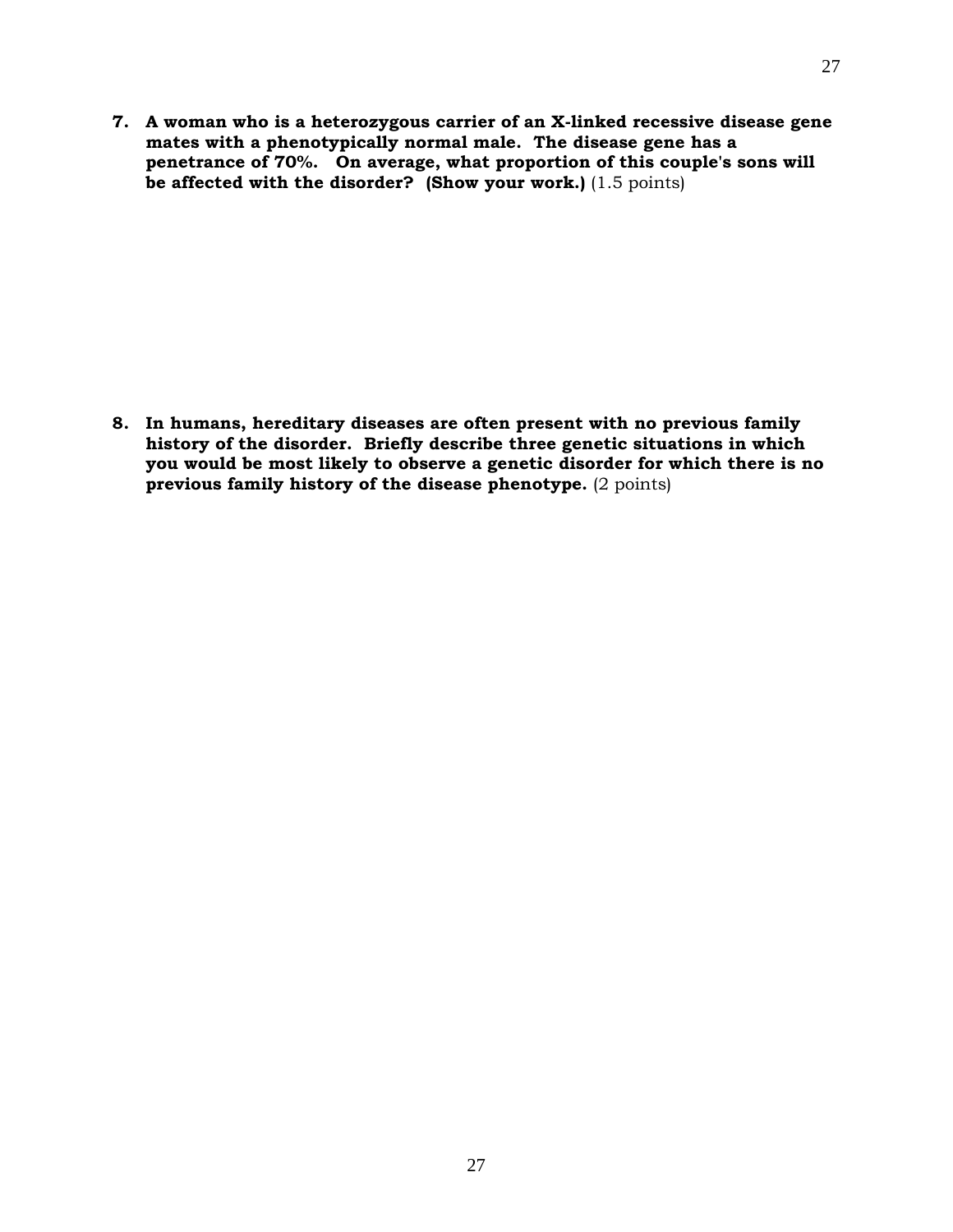**7. A woman who is a heterozygous carrier of an X-linked recessive disease gene mates with a phenotypically normal male. The disease gene has a penetrance of 70%. On average, what proportion of this couple's sons will be affected with the disorder? (Show your work.)** (1.5 points)

**8. In humans, hereditary diseases are often present with no previous family history of the disorder. Briefly describe three genetic situations in which you would be most likely to observe a genetic disorder for which there is no previous family history of the disease phenotype.** (2 points)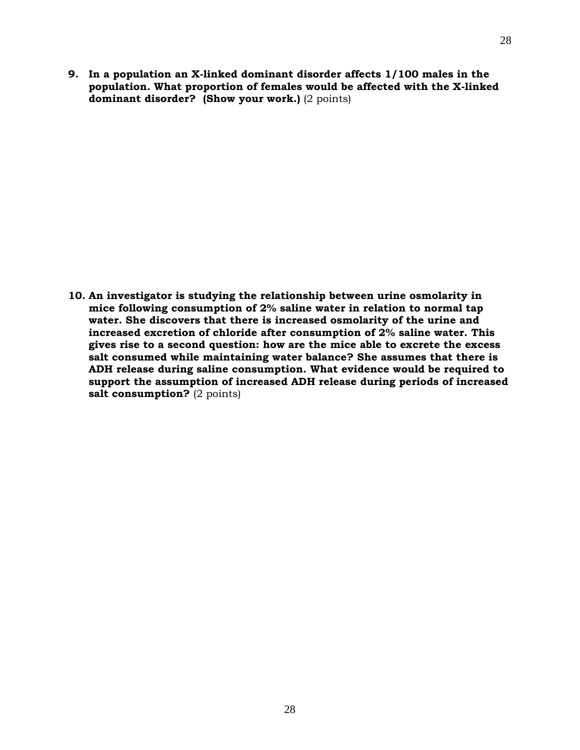**9. In a population an X-linked dominant disorder affects 1/100 males in the population. What proportion of females would be affected with the X-linked dominant disorder? (Show your work.)** (2 points)

**10. An investigator is studying the relationship between urine osmolarity in mice following consumption of 2% saline water in relation to normal tap water. She discovers that there is increased osmolarity of the urine and increased excretion of chloride after consumption of 2% saline water. This gives rise to a second question: how are the mice able to excrete the excess salt consumed while maintaining water balance? She assumes that there is ADH release during saline consumption. What evidence would be required to support the assumption of increased ADH release during periods of increased salt consumption?** (2 points)